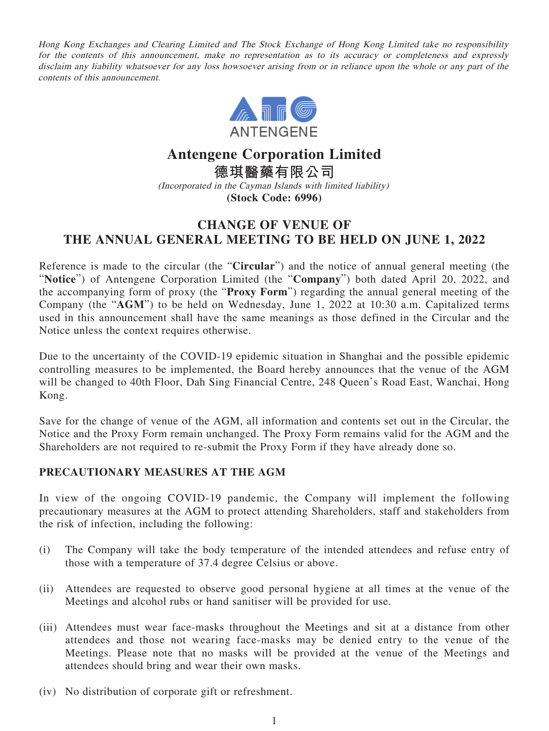*Hong Kong Exchanges and Clearing Limited and The Stock Exchange of Hong Kong Limited take no responsibility for the contents of this announcement, make no representation as to its accuracy or completeness and expressly disclaim any liability whatsoever for any loss howsoever arising from or in reliance upon the whole or any part of the contents of this announcement.*

ANTENGENE

# Antengene Corporation Limited

# 德琪醫藥有限公司

*(Incorporated in the Cayman Islands with limited liability)*

**(Stock Code: 6996)**

## CHANGE OF VENUE OF THE ANNUAL GENERAL MEETING TO BE HELD ON JUNE 1, 2022

Reference is made to the circular (the "**Circular**") and the notice of annual general meeting (the "**Notice**") of Antengene Corporation Limited (the "**Company**") both dated April 20, 2022, and the accompanying form of proxy (the "**Proxy Form**") regarding the annual general meeting of the Company (the "**AGM**") to be held on Wednesday, June 1, 2022 at 10:30 a.m. Capitalized terms used in this announcement shall have the same meanings as those defined in the Circular and the Notice unless the context requires otherwise.

Due to the uncertainty of the COVID-19 epidemic situation in Shanghai and the possible epidemic controlling measures to be implemented, the Board hereby announces that the venue of the AGM will be changed to 40th Floor, Dah Sing Financial Centre, 248 Queen's Road East, Wanchai, Hong Kong.

Save for the change of venue of the AGM, all information and contents set out in the Circular, the Notice and the Proxy Form remain unchanged. The Proxy Form remains valid for the AGM and the Shareholders are not required to re-submit the Proxy Form if they have already done so.

### PRECAUTIONARY MEASURES AT THE AGM

In view of the ongoing COVID-19 pandemic, the Company will implement the following precautionary measures at the AGM to protect attending Shareholders, staff and stakeholders from the risk of infection, including the following:

(i) The Company will take the body temperature of the intended attendees and refuse entry of those with a temperature of 37.4 degree Celsius or above.

(ii) Attendees are requested to observe good personal hygiene at all times at the venue of the Meetings and alcohol rubs or hand sanitiser will be provided for use.

(iii) Attendees must wear face-masks throughout the Meetings and sit at a distance from other attendees and those not wearing face-masks may be denied entry to the venue of the Meetings. Please note that no masks will be provided at the venue of the Meetings and attendees should bring and wear their own masks.

(iv) No distribution of corporate gift or refreshment.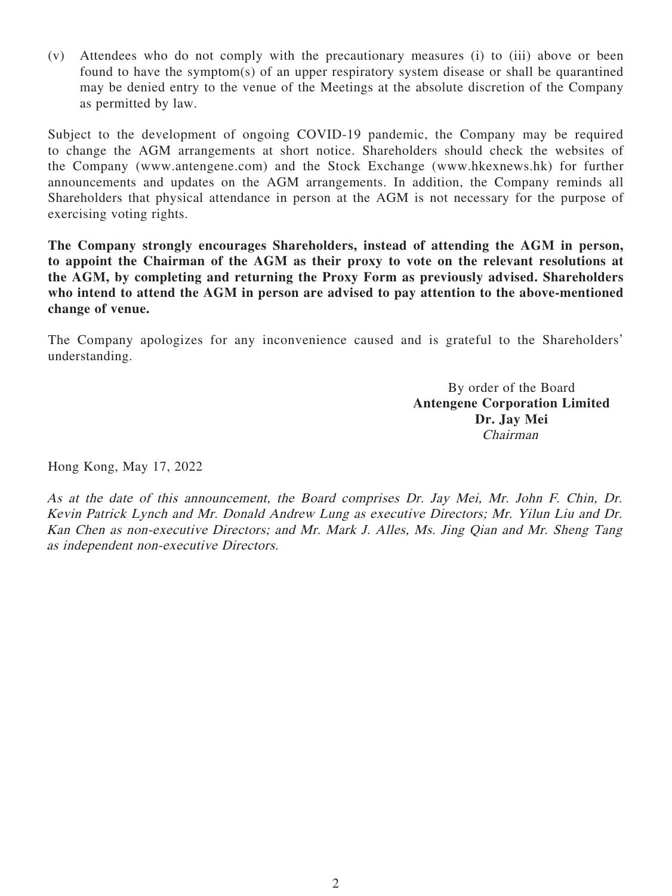(v) Attendees who do not comply with the precautionary measures (i) to (iii) above or been found to have the symptom(s) of an upper respiratory system disease or shall be quarantined may be denied entry to the venue of the Meetings at the absolute discretion of the Company as permitted by law.

Subject to the development of ongoing COVID-19 pandemic, the Company may be required to change the AGM arrangements at short notice. Shareholders should check the websites of the Company (www.antengene.com) and the Stock Exchange (www.hkexnews.hk) for further announcements and updates on the AGM arrangements. In addition, the Company reminds all Shareholders that physical attendance in person at the AGM is not necessary for the purpose of exercising voting rights.

**The Company strongly encourages Shareholders, instead of attending the AGM in person, to appoint the Chairman of the AGM as their proxy to vote on the relevant resolutions at the AGM, by completing and returning the Proxy Form as previously advised. Shareholders who intend to attend the AGM in person are advised to pay attention to the above-mentioned change of venue.**

The Company apologizes for any inconvenience caused and is grateful to the Shareholders' understanding.

By order of the Board
**Antengene Corporation Limited**
**Dr. Jay Mei**
*Chairman*

Hong Kong, May 17, 2022

*As at the date of this announcement, the Board comprises Dr. Jay Mei, Mr. John F. Chin, Dr. Kevin Patrick Lynch and Mr. Donald Andrew Lung as executive Directors; Mr. Yilun Liu and Dr. Kan Chen as non-executive Directors; and Mr. Mark J. Alles, Ms. Jing Qian and Mr. Sheng Tang as independent non-executive Directors.*